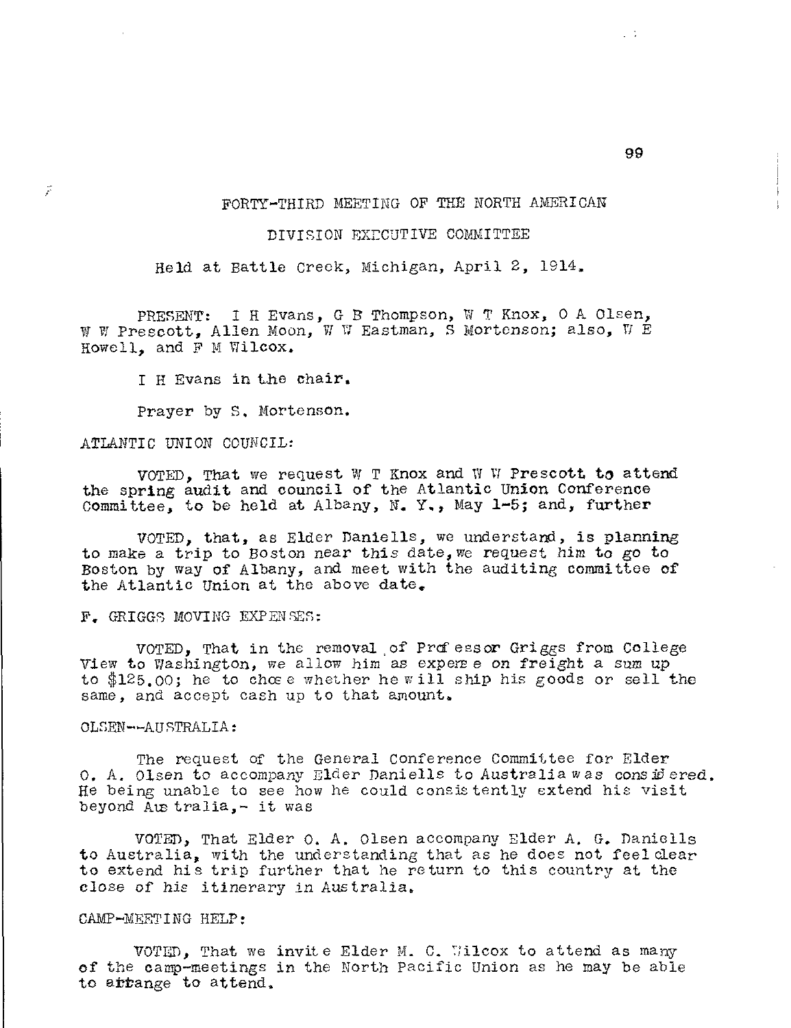FORTY-THIRD MEETING OF THE NORTH AMERICAN

DIVISION EXECUTIVE COMMITTEE

Held at Battle Creek, Michigan, April 2, 1914.

PRESENT: I H Evans, G B Thompson, W T Knox, O A Olsen, W W Prescott, Allen Moon, W W Eastman, S Mortenson; also, W E Howell, and F M Wilcox.

I H Evans in the chair.

Prayer by S. Mortenson.

ATLANTIC UNION COUNCIL:

VOTED, That we request W T Knox and W W Prescott to attend the spring audit and council of the Atlantic Union Conference Committee, to be held at Albany, N. Y., May 1-5; and, further

VOTED, that, as Elder Daniells, we understand, is planning to make a trip to Boston near this date, we request him to go to Boston by way of Albany, and meet with the auditing committee of the Atlantic Union at the above date.

F. GRIGGS MOVING EXPENSES:

VOTED, That in the removal of Professor Griggs from College View to Washington, we allow him as expense on freight a sum up to $125.00; he to chose whether he will ship his goods or sell the same, and accept cash up to that amount.

OLSEN--AUSTRALIA:

The request of the General Conference Committee for Elder O. A. Olsen to accompany Elder Daniells to Australia was considered. He being unable to see how he could consistently extend his visit beyond Australia,- it was

VOTED, That Elder O. A. Olsen accompany Elder A. G. Daniells to Australia, with the understanding that as he does not feel clear to extend his trip further that he return to this country at the close of his itinerary in Australia.

CAMP-MEETING HELP:

VOTED, That we invite Elder M. C. Wilcox to attend as many of the camp-meetings in the North Pacific Union as he may be able to arrange to attend.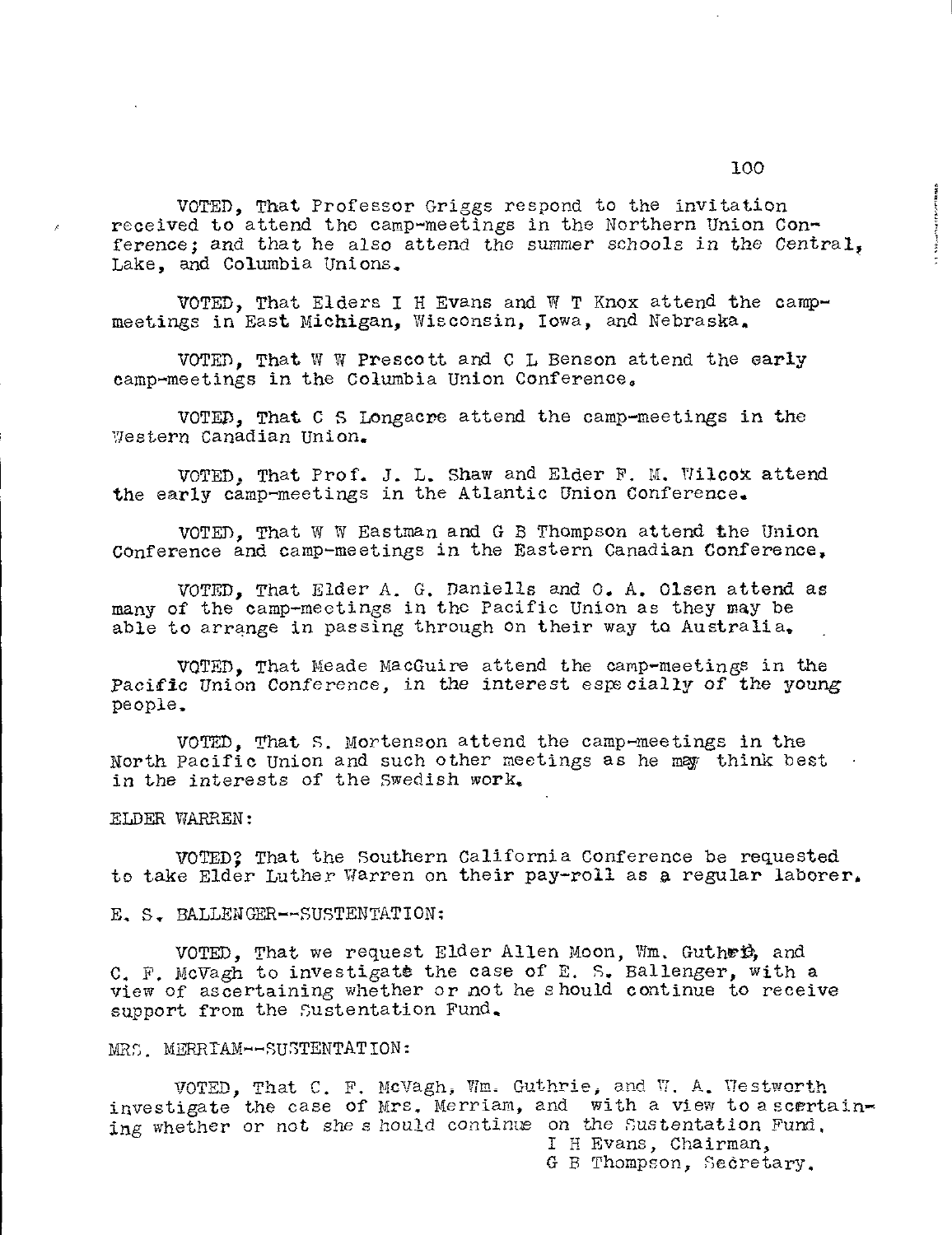VOTED, That Professor Griggs respond to the invitation received to attend the camp-meetings in the Northern Union Conference; and that he also attend the summer schools in the Central, Lake, and Columbia Unions.

VOTED, That Elders I H Evans and W T Knox attend the camp-meetings in East Michigan, Wisconsin, Iowa, and Nebraska.

VOTED, That W W Prescott and C L Benson attend the early camp-meetings in the Columbia Union Conference.

VOTED, That C S Longacre attend the camp-meetings in the Western Canadian Union.

VOTED, That Prof. J. L. Shaw and Elder F. M. Wilcox attend the early camp-meetings in the Atlantic Union Conference.

VOTED, That W W Eastman and G B Thompson attend the Union Conference and camp-meetings in the Eastern Canadian Conference,

VOTED, That Elder A. G. Daniells and O. A. Olsen attend as many of the camp-meetings in the Pacific Union as they may be able to arrange in passing through on their way to Australia.

VOTED, That Meade MacGuire attend the camp-meetings in the Pacific Union Conference, in the interest especially of the young people.

VOTED, That S. Mortenson attend the camp-meetings in the North Pacific Union and such other meetings as he may think best in the interests of the Swedish work.

ELDER WARREN:

VOTED? That the Southern California Conference be requested to take Elder Luther Warren on their pay-roll as a regular laborer.

E. S. BALLENGER--SUSTENTATION:

VOTED, That we request Elder Allen Moon, Wm. Guthrie, and C. F. McVagh to investigate the case of E. S. Ballenger, with a view of ascertaining whether or not he should continue to receive support from the Sustentation Fund.

MRS. MERRIAM--SUSTENTATION:

VOTED, That C. F. McVagh, Wm. Guthrie, and W. A. Westworth investigate the case of Mrs. Merriam, and with a view to ascertaining whether or not she should continue on the Sustentation Fund.

I H Evans, Chairman,
G B Thompson, Secretary.